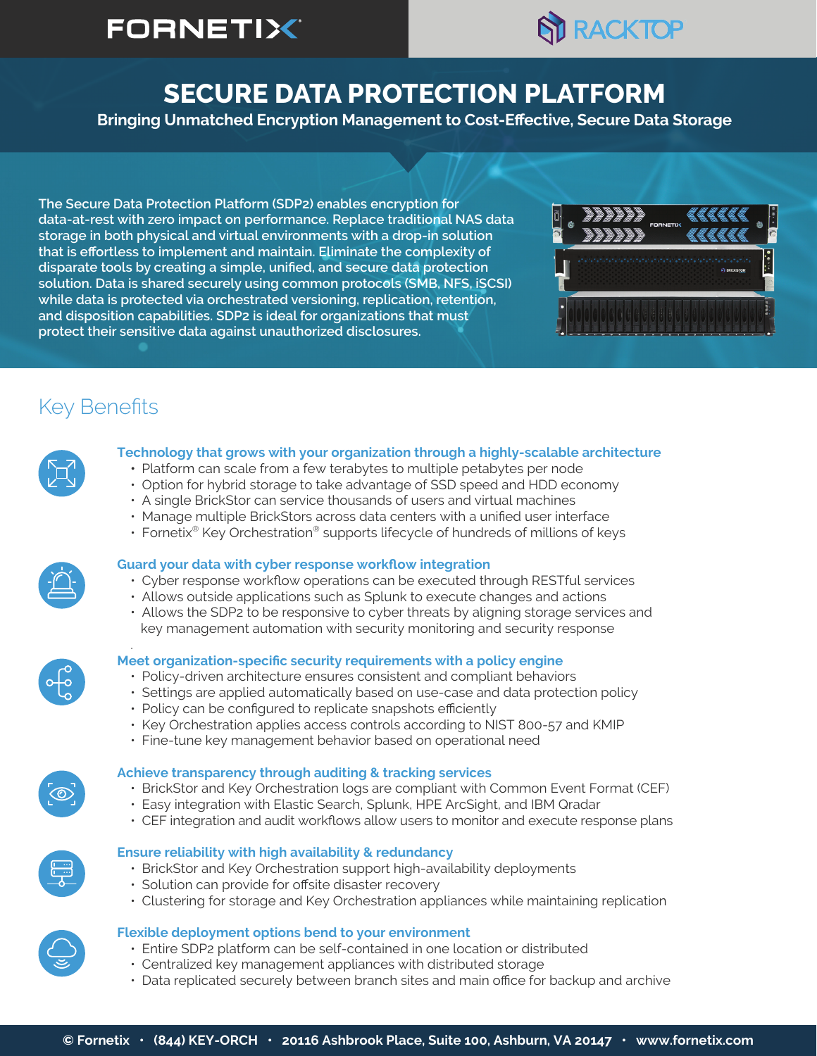FORNETIX RACKTOP

# SECURE DATA PROTECTION PLATFORM

**Bringing Unmatched Encryption Management to Cost-Effective, Secure Data Storage**

The Secure Data Protection Platform (SDP2) enables encryption for data-at-rest with zero impact on performance. Replace traditional NAS data storage in both physical and virtual environments with a drop-in solution that is effortless to implement and maintain. Eliminate the complexity of disparate tools by creating a simple, unified, and secure data protection solution. Data is shared securely using common protocols (SMB, NFS, iSCSI) while data is protected via orchestrated versioning, replication, retention, and disposition capabilities. SDP2 is ideal for organizations that must protect their sensitive data against unauthorized disclosures.

## Key Benefits

### Technology that grows with your organization through a highly-scalable architecture

- Platform can scale from a few terabytes to multiple petabytes per node
- Option for hybrid storage to take advantage of SSD speed and HDD economy
- A single BrickStor can service thousands of users and virtual machines
- Manage multiple BrickStors across data centers with a unified user interface
- Fornetix® Key Orchestration® supports lifecycle of hundreds of millions of keys

### Guard your data with cyber response workflow integration

- Cyber response workflow operations can be executed through RESTful services
- Allows outside applications such as Splunk to execute changes and actions
- Allows the SDP2 to be responsive to cyber threats by aligning storage services and key management automation with security monitoring and security response

### Meet organization-specific security requirements with a policy engine

- Policy-driven architecture ensures consistent and compliant behaviors
- Settings are applied automatically based on use-case and data protection policy
- Policy can be configured to replicate snapshots efficiently
- Key Orchestration applies access controls according to NIST 800-57 and KMIP
- Fine-tune key management behavior based on operational need

### Achieve transparency through auditing & tracking services

- BrickStor and Key Orchestration logs are compliant with Common Event Format (CEF)
- Easy integration with Elastic Search, Splunk, HPE ArcSight, and IBM Qradar
- CEF integration and audit workflows allow users to monitor and execute response plans

### Ensure reliability with high availability & redundancy

- BrickStor and Key Orchestration support high-availability deployments
- Solution can provide for offsite disaster recovery
- Clustering for storage and Key Orchestration appliances while maintaining replication

### Flexible deployment options bend to your environment

- Entire SDP2 platform can be self-contained in one location or distributed
- Centralized key management appliances with distributed storage
- Data replicated securely between branch sites and main office for backup and archive

© Fornetix • (844) KEY-ORCH • 20116 Ashbrook Place, Suite 100, Ashburn, VA 20147 • www.fornetix.com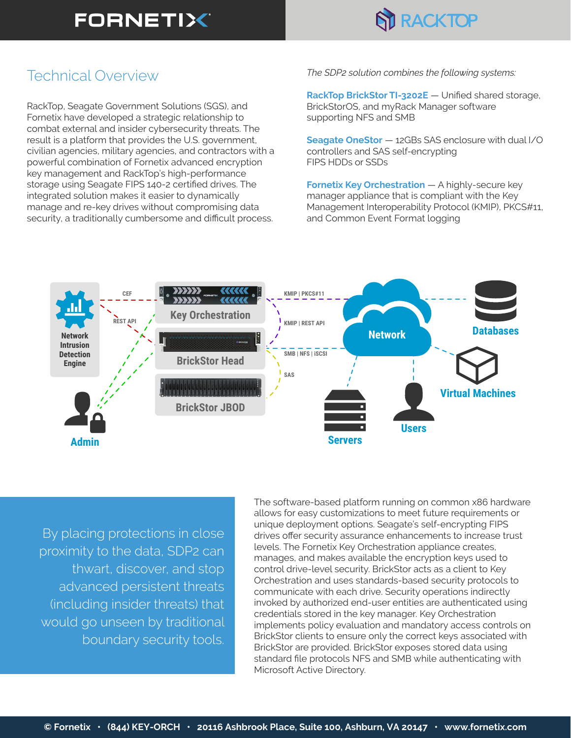FORNETIX

RACKTOP

## Technical Overview

RackTop, Seagate Government Solutions (SGS), and Fornetix have developed a strategic relationship to combat external and insider cybersecurity threats. The result is a platform that provides the U.S. government, civilian agencies, military agencies, and contractors with a powerful combination of Fornetix advanced encryption key management and RackTop's high-performance storage using Seagate FIPS 140-2 certified drives. The integrated solution makes it easier to dynamically manage and re-key drives without compromising data security, a traditionally cumbersome and difficult process.

*The SDP2 solution combines the following systems:*

**RackTop BrickStor TI-3202E** — Unified shared storage, BrickStorOS, and myRack Manager software supporting NFS and SMB

**Seagate OneStor** — 12GBs SAS enclosure with dual I/O controllers and SAS self-encrypting FIPS HDDs or SSDs

**Fornetix Key Orchestration** — A highly-secure key manager appliance that is compliant with the Key Management Interoperability Protocol (KMIP), PKCS#11, and Common Event Format logging

Network Intrusion Detection Engine

CEF

REST API

Key Orchestration

BrickStor Head

BrickStor JBOD

Admin

KMIP | PKCS#11

KMIP | REST API

SMB | NFS | iSCSI

SAS

Network

Databases

Virtual Machines

Servers

Users

By placing protections in close proximity to the data, SDP2 can thwart, discover, and stop advanced persistent threats (including insider threats) that would go unseen by traditional boundary security tools.

The software-based platform running on common x86 hardware allows for easy customizations to meet future requirements or unique deployment options. Seagate's self-encrypting FIPS drives offer security assurance enhancements to increase trust levels. The Fornetix Key Orchestration appliance creates, manages, and makes available the encryption keys used to control drive-level security. BrickStor acts as a client to Key Orchestration and uses standards-based security protocols to communicate with each drive. Security operations indirectly invoked by authorized end-user entities are authenticated using credentials stored in the key manager. Key Orchestration implements policy evaluation and mandatory access controls on BrickStor clients to ensure only the correct keys associated with BrickStor are provided. BrickStor exposes stored data using standard file protocols NFS and SMB while authenticating with Microsoft Active Directory.

© Fornetix • (844) KEY-ORCH • 20116 Ashbrook Place, Suite 100, Ashburn, VA 20147 • www.fornetix.com